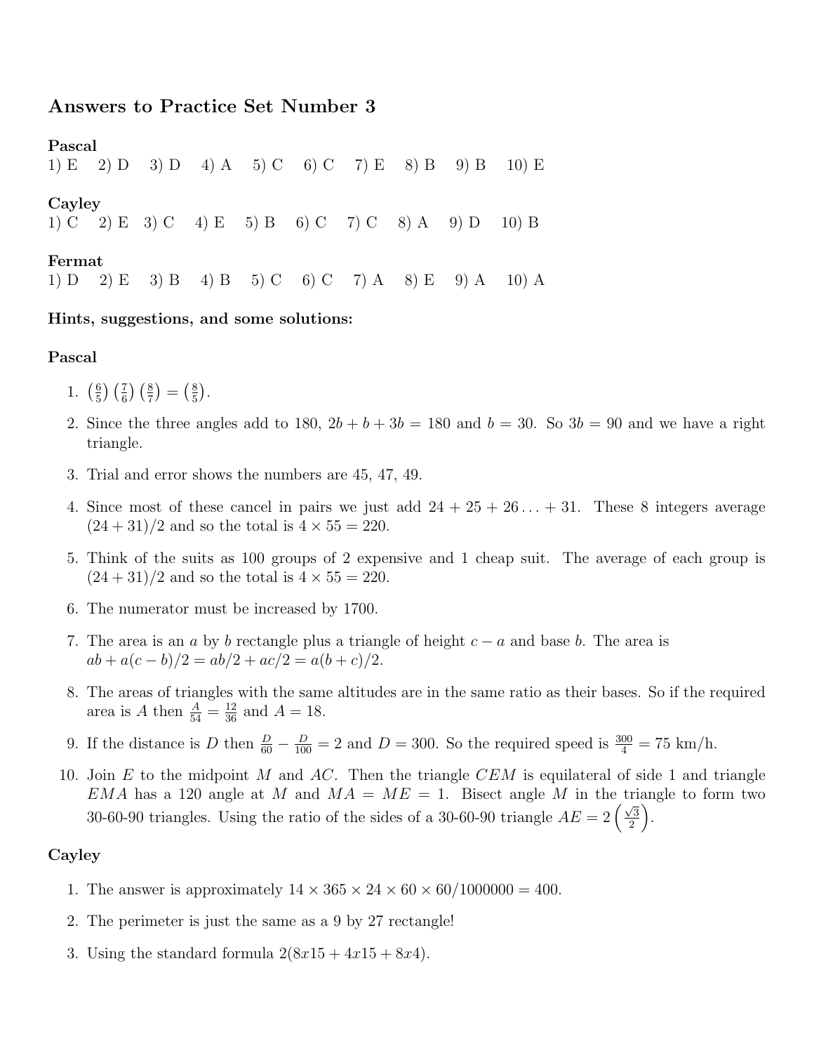## Answers to Practice Set Number 3

**Pascal**

1) E  2) D  3) D  4) A  5) C  6) C  7) E  8) B  9) B  10) E

**Cayley**

1) C  2) E  3) C  4) E  5) B  6) C  7) C  8) A  9) D  10) B

**Fermat**

1) D  2) E  3) B  4) B  5) C  6) C  7) A  8) E  9) A  10) A

**Hints, suggestions, and some solutions:**

**Pascal**

1. $\left(\frac{6}{5}\right)\left(\frac{7}{6}\right)\left(\frac{8}{7}\right) = \left(\frac{8}{5}\right)$.
2. Since the three angles add to 180, $2b + b + 3b = 180$ and $b = 30$. So $3b = 90$ and we have a right triangle.
3. Trial and error shows the numbers are 45, 47, 49.
4. Since most of these cancel in pairs we just add $24 + 25 + 26 \ldots + 31$. These 8 integers average $(24 + 31)/2$ and so the total is $4 \times 55 = 220$.
5. Think of the suits as 100 groups of 2 expensive and 1 cheap suit. The average of each group is $(24 + 31)/2$ and so the total is $4 \times 55 = 220$.
6. The numerator must be increased by 1700.
7. The area is an $a$ by $b$ rectangle plus a triangle of height $c - a$ and base $b$. The area is $ab + a(c - b)/2 = ab/2 + ac/2 = a(b + c)/2$.
8. The areas of triangles with the same altitudes are in the same ratio as their bases. So if the required area is $A$ then $\frac{A}{54} = \frac{12}{36}$ and $A = 18$.
9. If the distance is $D$ then $\frac{D}{60} - \frac{D}{100} = 2$ and $D = 300$. So the required speed is $\frac{300}{4} = 75$ km/h.
10. Join $E$ to the midpoint $M$ and $AC$. Then the triangle $CEM$ is equilateral of side 1 and triangle $EMA$ has a 120 angle at $M$ and $MA = ME = 1$. Bisect angle $M$ in the triangle to form two 30-60-90 triangles. Using the ratio of the sides of a 30-60-90 triangle $AE = 2\left(\frac{\sqrt{3}}{2}\right)$.

**Cayley**

1. The answer is approximately $14 \times 365 \times 24 \times 60 \times 60/1000000 = 400$.
2. The perimeter is just the same as a 9 by 27 rectangle!
3. Using the standard formula $2(8x15 + 4x15 + 8x4)$.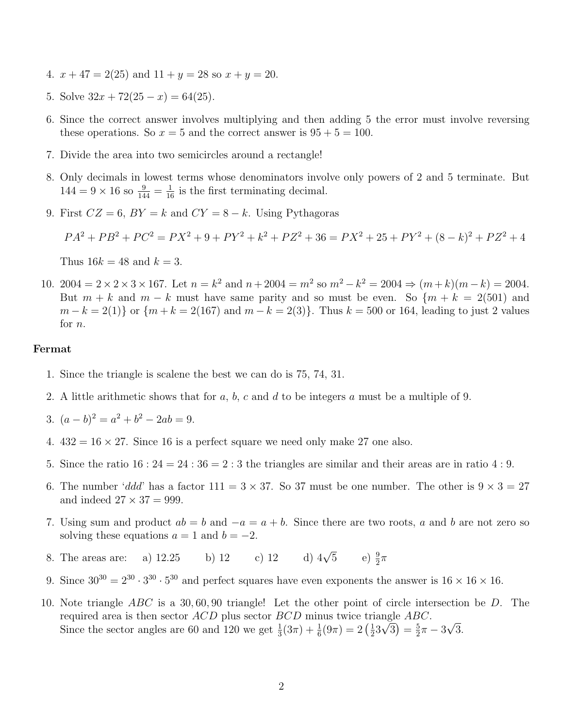4. $x + 47 = 2(25)$ and $11 + y = 28$ so $x + y = 20$.

5. Solve $32x + 72(25 - x) = 64(25)$.

6. Since the correct answer involves multiplying and then adding 5 the error must involve reversing these operations. So $x = 5$ and the correct answer is $95 + 5 = 100$.

7. Divide the area into two semicircles around a rectangle!

8. Only decimals in lowest terms whose denominators involve only powers of 2 and 5 terminate. But $144 = 9 \times 16$ so $\frac{9}{144} = \frac{1}{16}$ is the first terminating decimal.

9. First $CZ = 6$, $BY = k$ and $CY = 8 - k$. Using Pythagoras

$$PA^2 + PB^2 + PC^2 = PX^2 + 9 + PY^2 + k^2 + PZ^2 + 36 = PX^2 + 25 + PY^2 + (8-k)^2 + PZ^2 + 4$$

Thus $16k = 48$ and $k = 3$.

10. $2004 = 2 \times 2 \times 3 \times 167$. Let $n = k^2$ and $n + 2004 = m^2$ so $m^2 - k^2 = 2004 \Rightarrow (m+k)(m-k) = 2004$. But $m + k$ and $m - k$ must have same parity and so must be even. So $\{m + k = 2(501)$ and $m - k = 2(1)\}$ or $\{m + k = 2(167)$ and $m - k = 2(3)\}$. Thus $k = 500$ or $164$, leading to just 2 values for $n$.

**Fermat**

1. Since the triangle is scalene the best we can do is 75, 74, 31.

2. A little arithmetic shows that for $a$, $b$, $c$ and $d$ to be integers $a$ must be a multiple of 9.

3. $(a - b)^2 = a^2 + b^2 - 2ab = 9$.

4. $432 = 16 \times 27$. Since 16 is a perfect square we need only make 27 one also.

5. Since the ratio $16 : 24 = 24 : 36 = 2 : 3$ the triangles are similar and their areas are in ratio $4 : 9$.

6. The number '*ddd*' has a factor $111 = 3 \times 37$. So 37 must be one number. The other is $9 \times 3 = 27$ and indeed $27 \times 37 = 999$.

7. Using sum and product $ab = b$ and $-a = a + b$. Since there are two roots, $a$ and $b$ are not zero so solving these equations $a = 1$ and $b = -2$.

8. The areas are: a) 12.25 b) 12 c) 12 d) $4\sqrt{5}$ e) $\frac{9}{2}\pi$

9. Since $30^{30} = 2^{30} \cdot 3^{30} \cdot 5^{30}$ and perfect squares have even exponents the answer is $16 \times 16 \times 16$.

10. Note triangle $ABC$ is a 30, 60, 90 triangle! Let the other point of circle intersection be $D$. The required area is then sector $ACD$ plus sector $BCD$ minus twice triangle $ABC$.
Since the sector angles are 60 and 120 we get $\frac{1}{3}(3\pi) + \frac{1}{6}(9\pi) = 2\left(\frac{1}{2}3\sqrt{3}\right) = \frac{5}{2}\pi - 3\sqrt{3}$.